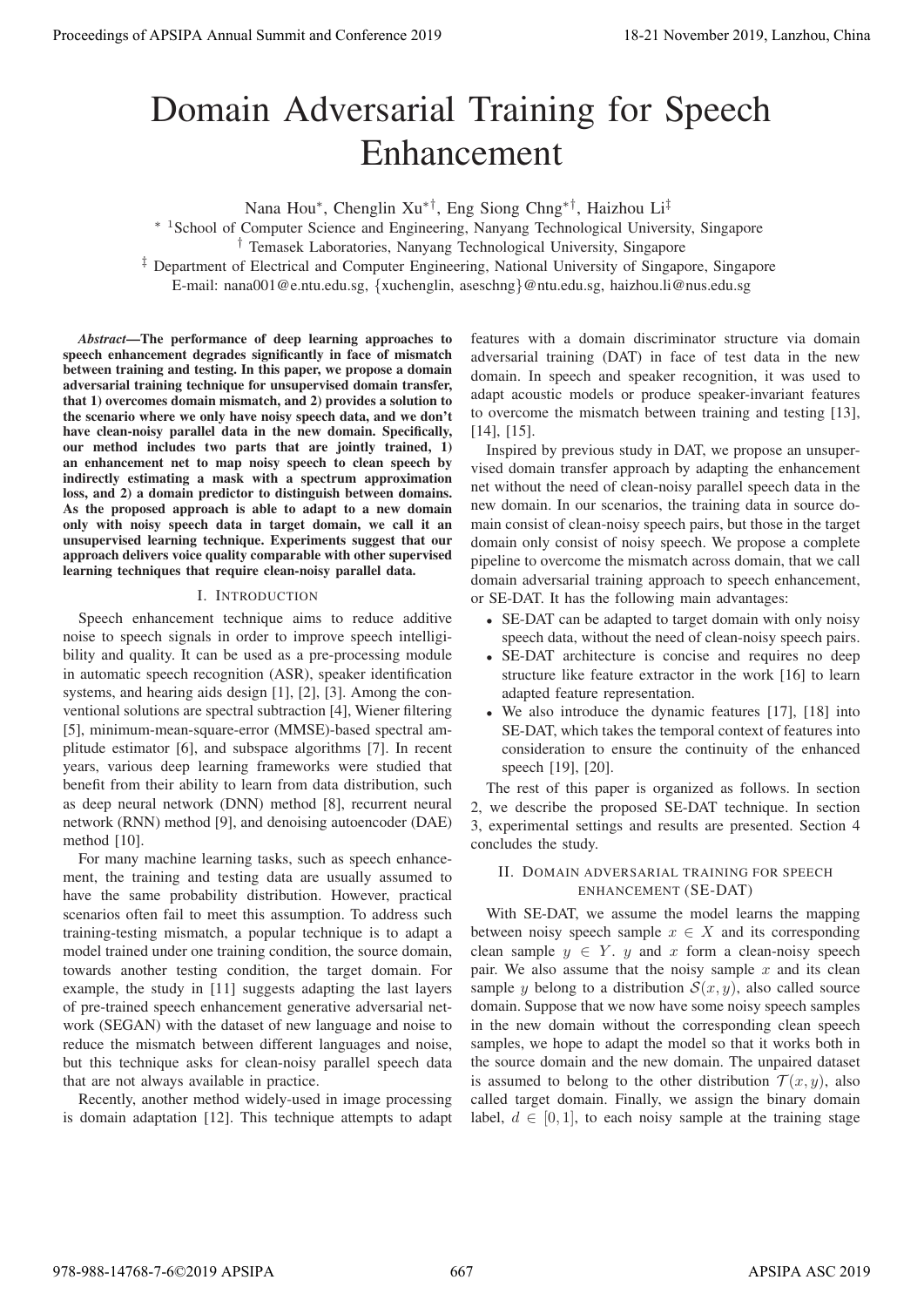# Domain Adversarial Training for Speech Enhancement

Nana Hou*, Chenglin Xu*†, Eng Siong Chng*†, Haizhou Li‡

* [1]School of Computer Science and Engineering, Nanyang Technological University, Singapore

† Temasek Laboratories, Nanyang Technological University, Singapore

‡ Department of Electrical and Computer Engineering, National University of Singapore, Singapore

E-mail: nana001@e.ntu.edu.sg, {xuchenglin, aseschng}@ntu.edu.sg, haizhou.li@nus.edu.sg

***Abstract*—The performance of deep learning approaches to speech enhancement degrades significantly in face of mismatch between training and testing. In this paper, we propose a domain adversarial training technique for unsupervised domain transfer, that 1) overcomes domain mismatch, and 2) provides a solution to the scenario where we only have noisy speech data, and we don't have clean-noisy parallel data in the new domain. Specifically, our method includes two parts that are jointly trained, 1) an enhancement net to map noisy speech to clean speech by indirectly estimating a mask with a spectrum approximation loss, and 2) a domain predictor to distinguish between domains. As the proposed approach is able to adapt to a new domain only with noisy speech data in target domain, we call it an unsupervised learning technique. Experiments suggest that our approach delivers voice quality comparable with other supervised learning techniques that require clean-noisy parallel data.**

## I. Introduction

Speech enhancement technique aims to reduce additive noise to speech signals in order to improve speech intelligibility and quality. It can be used as a pre-processing module in automatic speech recognition (ASR), speaker identification systems, and hearing aids design [1], [2], [3]. Among the conventional solutions are spectral subtraction [4], Wiener filtering [5], minimum-mean-square-error (MMSE)-based spectral amplitude estimator [6], and subspace algorithms [7]. In recent years, various deep learning frameworks were studied that benefit from their ability to learn from data distribution, such as deep neural network (DNN) method [8], recurrent neural network (RNN) method [9], and denoising autoencoder (DAE) method [10].

For many machine learning tasks, such as speech enhancement, the training and testing data are usually assumed to have the same probability distribution. However, practical scenarios often fail to meet this assumption. To address such training-testing mismatch, a popular technique is to adapt a model trained under one training condition, the source domain, towards another testing condition, the target domain. For example, the study in [11] suggests adapting the last layers of pre-trained speech enhancement generative adversarial network (SEGAN) with the dataset of new language and noise to reduce the mismatch between different languages and noise, but this technique asks for clean-noisy parallel speech data that are not always available in practice.

Recently, another method widely-used in image processing is domain adaptation [12]. This technique attempts to adapt features with a domain discriminator structure via domain adversarial training (DAT) in face of test data in the new domain. In speech and speaker recognition, it was used to adapt acoustic models or produce speaker-invariant features to overcome the mismatch between training and testing [13], [14], [15].

Inspired by previous study in DAT, we propose an unsupervised domain transfer approach by adapting the enhancement net without the need of clean-noisy parallel speech data in the new domain. In our scenarios, the training data in source domain consist of clean-noisy speech pairs, but those in the target domain only consist of noisy speech. We propose a complete pipeline to overcome the mismatch across domain, that we call domain adversarial training approach to speech enhancement, or SE-DAT. It has the following main advantages:

- SE-DAT can be adapted to target domain with only noisy speech data, without the need of clean-noisy speech pairs.
- SE-DAT architecture is concise and requires no deep structure like feature extractor in the work [16] to learn adapted feature representation.
- We also introduce the dynamic features [17], [18] into SE-DAT, which takes the temporal context of features into consideration to ensure the continuity of the enhanced speech [19], [20].

The rest of this paper is organized as follows. In section 2, we describe the proposed SE-DAT technique. In section 3, experimental settings and results are presented. Section 4 concludes the study.

## II. Domain adversarial training for speech enhancement (SE-DAT)

With SE-DAT, we assume the model learns the mapping between noisy speech sample $x \in X$ and its corresponding clean sample $y \in Y$. $y$ and $x$ form a clean-noisy speech pair. We also assume that the noisy sample $x$ and its clean sample $y$ belong to a distribution $\mathcal{S}(x, y)$, also called source domain. Suppose that we now have some noisy speech samples in the new domain without the corresponding clean speech samples, we hope to adapt the model so that it works both in the source domain and the new domain. The unpaired dataset is assumed to belong to the other distribution $\mathcal{T}(x, y)$, also called target domain. Finally, we assign the binary domain label, $d \in [0, 1]$, to each noisy sample at the training stage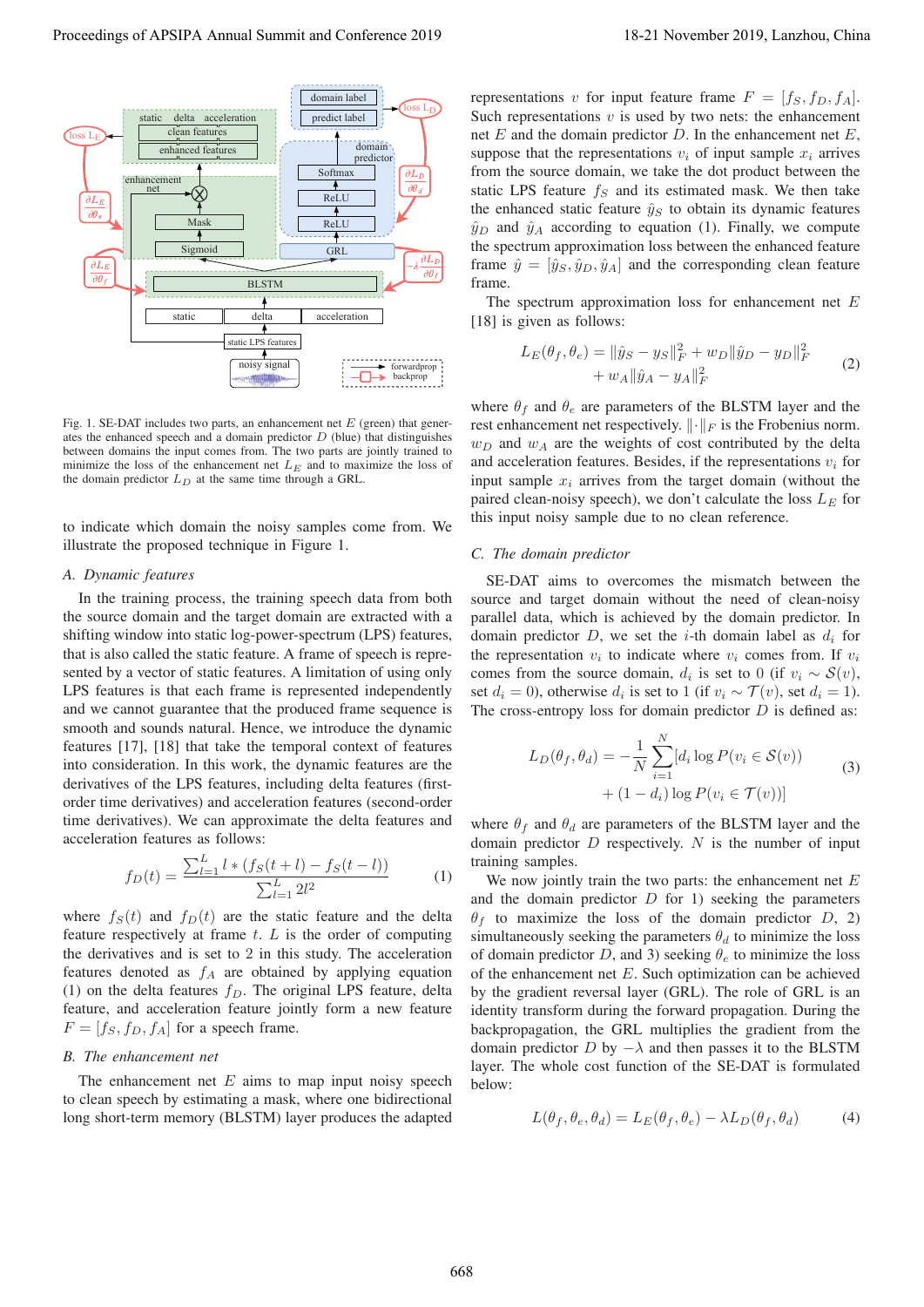Fig. 1. SE-DAT includes two parts, an enhancement net $E$ (green) that generates the enhanced speech and a domain predictor $D$ (blue) that distinguishes between domains the input comes from. The two parts are jointly trained to minimize the loss of the enhancement net $L_E$ and to maximize the loss of the domain predictor $L_D$ at the same time through a GRL.

to indicate which domain the noisy samples come from. We illustrate the proposed technique in Figure 1.

### A. Dynamic features

In the training process, the training speech data from both the source domain and the target domain are extracted with a shifting window into static log-power-spectrum (LPS) features, that is also called the static feature. A frame of speech is represented by a vector of static features. A limitation of using only LPS features is that each frame is represented independently and we cannot guarantee that the produced frame sequence is smooth and sounds natural. Hence, we introduce the dynamic features [17], [18] that take the temporal context of features into consideration. In this work, the dynamic features are the derivatives of the LPS features, including delta features (first-order time derivatives) and acceleration features (second-order time derivatives). We can approximate the delta features and acceleration features as follows:

$$f_D(t) = \frac{\sum_{l=1}^{L} l * (f_S(t+l) - f_S(t-l))}{\sum_{l=1}^{L} 2l^2} \tag{1}$$

where $f_S(t)$ and $f_D(t)$ are the static feature and the delta feature respectively at frame $t$. $L$ is the order of computing the derivatives and is set to 2 in this study. The acceleration features denoted as $f_A$ are obtained by applying equation (1) on the delta features $f_D$. The original LPS feature, delta feature, and acceleration feature jointly form a new feature $F = [f_S, f_D, f_A]$ for a speech frame.

### B. The enhancement net

The enhancement net $E$ aims to map input noisy speech to clean speech by estimating a mask, where one bidirectional long short-term memory (BLSTM) layer produces the adapted representations $v$ for input feature frame $F = [f_S, f_D, f_A]$. Such representations $v$ is used by two nets: the enhancement net $E$ and the domain predictor $D$. In the enhancement net $E$, suppose that the representations $v_i$ of input sample $x_i$ arrives from the source domain, we take the dot product between the static LPS feature $f_S$ and its estimated mask. We then take the enhanced static feature $\hat{y}_S$ to obtain its dynamic features $\hat{y}_D$ and $\hat{y}_A$ according to equation (1). Finally, we compute the spectrum approximation loss between the enhanced feature frame $\hat{y} = [\hat{y}_S, \hat{y}_D, \hat{y}_A]$ and the corresponding clean feature frame.

The spectrum approximation loss for enhancement net $E$ [18] is given as follows:

$$\begin{aligned} L_E(\theta_f, \theta_e) = &\|\hat{y}_S - y_S\|_F^2 + w_D\|\hat{y}_D - y_D\|_F^2 \\ &+ w_A\|\hat{y}_A - y_A\|_F^2 \end{aligned} \tag{2}$$

where $\theta_f$ and $\theta_e$ are parameters of the BLSTM layer and the rest enhancement net respectively. $\|\cdot\|_F$ is the Frobenius norm. $w_D$ and $w_A$ are the weights of cost contributed by the delta and acceleration features. Besides, if the representations $v_i$ for input sample $x_i$ arrives from the target domain (without the paired clean-noisy speech), we don't calculate the loss $L_E$ for this input noisy sample due to no clean reference.

### C. The domain predictor

SE-DAT aims to overcomes the mismatch between the source and target domain without the need of clean-noisy parallel data, which is achieved by the domain predictor. In domain predictor $D$, we set the $i$-th domain label as $d_i$ for the representation $v_i$ to indicate where $v_i$ comes from. If $v_i$ comes from the source domain, $d_i$ is set to 0 (if $v_i \sim \mathcal{S}(v)$, set $d_i = 0$), otherwise $d_i$ is set to 1 (if $v_i \sim \mathcal{T}(v)$, set $d_i = 1$). The cross-entropy loss for domain predictor $D$ is defined as:

$$\begin{aligned} L_D(\theta_f, \theta_d) = -\frac{1}{N}\sum_{i=1}^{N} &[d_i \log P(v_i \in \mathcal{S}(v)) \\ &+ (1-d_i)\log P(v_i \in \mathcal{T}(v))] \end{aligned} \tag{3}$$

where $\theta_f$ and $\theta_d$ are parameters of the BLSTM layer and the domain predictor $D$ respectively. $N$ is the number of input training samples.

We now jointly train the two parts: the enhancement net $E$ and the domain predictor $D$ for 1) seeking the parameters $\theta_f$ to maximize the loss of the domain predictor $D$, 2) simultaneously seeking the parameters $\theta_d$ to minimize the loss of domain predictor $D$, and 3) seeking $\theta_e$ to minimize the loss of the enhancement net $E$. Such optimization can be achieved by the gradient reversal layer (GRL). The role of GRL is an identity transform during the forward propagation. During the backpropagation, the GRL multiplies the gradient from the domain predictor $D$ by $-\lambda$ and then passes it to the BLSTM layer. The whole cost function of the SE-DAT is formulated below:

$$L(\theta_f, \theta_e, \theta_d) = L_E(\theta_f, \theta_e) - \lambda L_D(\theta_f, \theta_d) \tag{4}$$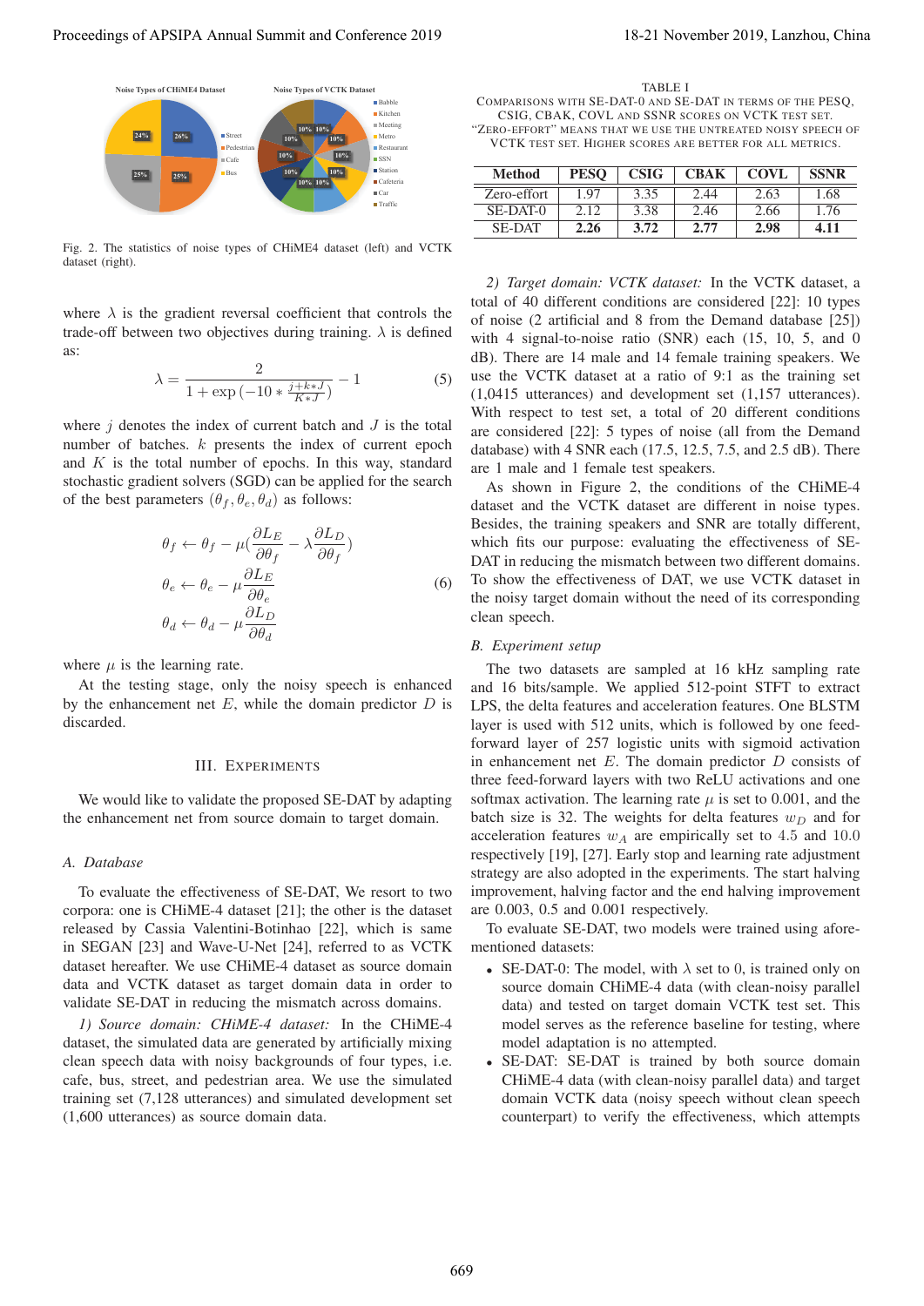Fig. 2. The statistics of noise types of CHiME4 dataset (left) and VCTK dataset (right).

where $\lambda$ is the gradient reversal coefficient that controls the trade-off between two objectives during training. $\lambda$ is defined as:

$$\lambda = \frac{2}{1 + \exp\left(-10 * \frac{j + k * J}{K * J}\right)} - 1 \tag{5}$$

where $j$ denotes the index of current batch and $J$ is the total number of batches. $k$ presents the index of current epoch and $K$ is the total number of epochs. In this way, standard stochastic gradient solvers (SGD) can be applied for the search of the best parameters $(\theta_f, \theta_e, \theta_d)$ as follows:

$$\begin{aligned}
\theta_f &\leftarrow \theta_f - \mu\left(\frac{\partial L_E}{\partial \theta_f} - \lambda \frac{\partial L_D}{\partial \theta_f}\right) \\
\theta_e &\leftarrow \theta_e - \mu \frac{\partial L_E}{\partial \theta_e} \\
\theta_d &\leftarrow \theta_d - \mu \frac{\partial L_D}{\partial \theta_d}
\end{aligned} \tag{6}$$

where $\mu$ is the learning rate.

At the testing stage, only the noisy speech is enhanced by the enhancement net $E$, while the domain predictor $D$ is discarded.

## III. Experiments

We would like to validate the proposed SE-DAT by adapting the enhancement net from source domain to target domain.

### A. Database

To evaluate the effectiveness of SE-DAT, We resort to two corpora: one is CHiME-4 dataset [21]; the other is the dataset released by Cassia Valentini-Botinhao [22], which is same in SEGAN [23] and Wave-U-Net [24], referred to as VCTK dataset hereafter. We use CHiME-4 dataset as source domain data and VCTK dataset as target domain data in order to validate SE-DAT in reducing the mismatch across domains.

*1) Source domain: CHiME-4 dataset:* In the CHiME-4 dataset, the simulated data are generated by artificially mixing clean speech data with noisy backgrounds of four types, i.e. cafe, bus, street, and pedestrian area. We use the simulated training set (7,128 utterances) and simulated development set (1,600 utterances) as source domain data.

TABLE I
Comparisons with SE-DAT-0 and SE-DAT in terms of the PESQ, CSIG, CBAK, COVL and SSNR scores on VCTK test set. "Zero-effort" means that we use the untreated noisy speech of VCTK test set. Higher scores are better for all metrics.

| Method | PESQ | CSIG | CBAK | COVL | SSNR |
|---|---|---|---|---|---|
| Zero-effort | 1.97 | 3.35 | 2.44 | 2.63 | 1.68 |
| SE-DAT-0 | 2.12 | 3.38 | 2.46 | 2.66 | 1.76 |
| SE-DAT | **2.26** | **3.72** | **2.77** | **2.98** | **4.11** |

*2) Target domain: VCTK dataset:* In the VCTK dataset, a total of 40 different conditions are considered [22]: 10 types of noise (2 artificial and 8 from the Demand database [25]) with 4 signal-to-noise ratio (SNR) each (15, 10, 5, and 0 dB). There are 14 male and 14 female training speakers. We use the VCTK dataset at a ratio of 9:1 as the training set (1,0415 utterances) and development set (1,157 utterances). With respect to test set, a total of 20 different conditions are considered [22]: 5 types of noise (all from the Demand database) with 4 SNR each (17.5, 12.5, 7.5, and 2.5 dB). There are 1 male and 1 female test speakers.

As shown in Figure 2, the conditions of the CHiME-4 dataset and the VCTK dataset are different in noise types. Besides, the training speakers and SNR are totally different, which fits our purpose: evaluating the effectiveness of SE-DAT in reducing the mismatch between two different domains. To show the effectiveness of DAT, we use VCTK dataset in the noisy target domain without the need of its corresponding clean speech.

### B. Experiment setup

The two datasets are sampled at 16 kHz sampling rate and 16 bits/sample. We applied 512-point STFT to extract LPS, the delta features and acceleration features. One BLSTM layer is used with 512 units, which is followed by one feed-forward layer of 257 logistic units with sigmoid activation in enhancement net $E$. The domain predictor $D$ consists of three feed-forward layers with two ReLU activations and one softmax activation. The learning rate $\mu$ is set to 0.001, and the batch size is 32. The weights for delta features $w_D$ and for acceleration features $w_A$ are empirically set to 4.5 and 10.0 respectively [19], [27]. Early stop and learning rate adjustment strategy are also adopted in the experiments. The start halving improvement, halving factor and the end halving improvement are 0.003, 0.5 and 0.001 respectively.

To evaluate SE-DAT, two models were trained using aforementioned datasets:

- SE-DAT-0: The model, with $\lambda$ set to 0, is trained only on source domain CHiME-4 data (with clean-noisy parallel data) and tested on target domain VCTK test set. This model serves as the reference baseline for testing, where model adaptation is no attempted.
- SE-DAT: SE-DAT is trained by both source domain CHiME-4 data (with clean-noisy parallel data) and target domain VCTK data (noisy speech without clean speech counterpart) to verify the effectiveness, which attempts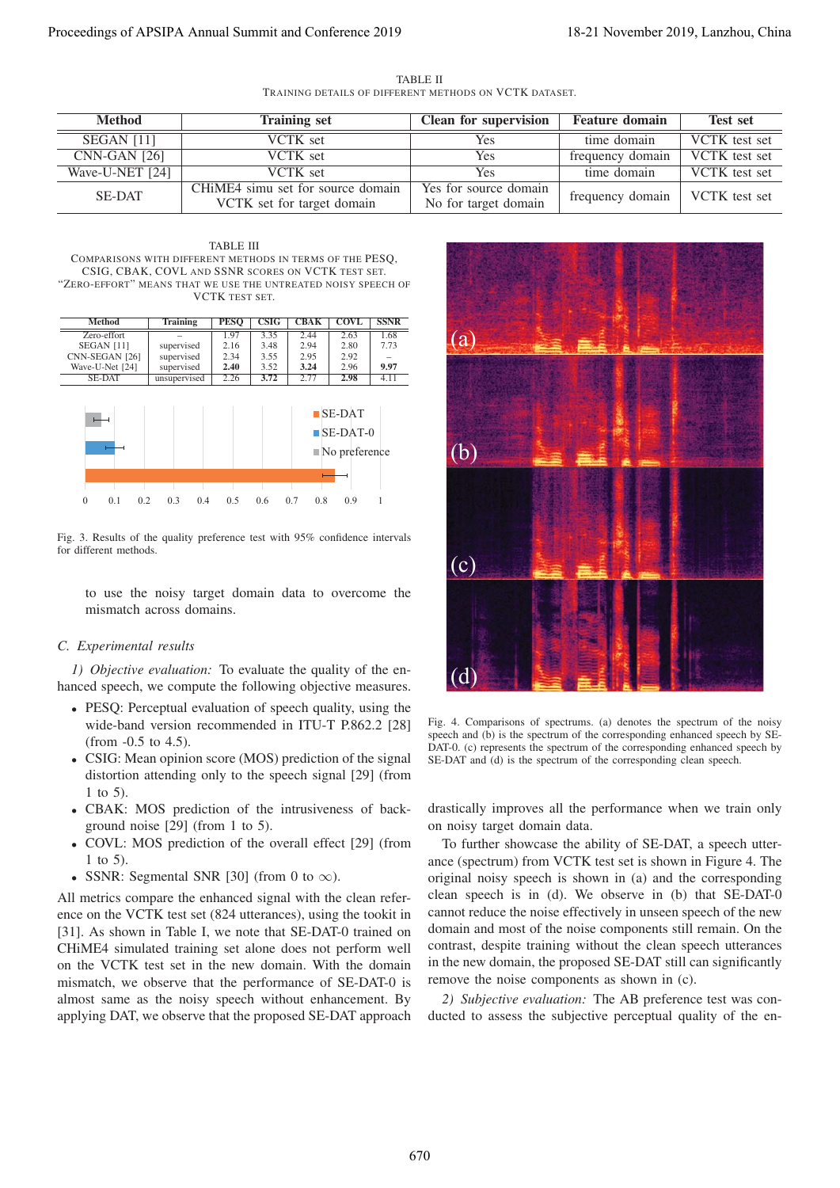TABLE II
TRAINING DETAILS OF DIFFERENT METHODS ON VCTK DATASET.

| Method | Training set | Clean for supervision | Feature domain | Test set |
|---|---|---|---|---|
| SEGAN [11] | VCTK set | Yes | time domain | VCTK test set |
| CNN-GAN [26] | VCTK set | Yes | frequency domain | VCTK test set |
| Wave-U-NET [24] | VCTK set | Yes | time domain | VCTK test set |
| SE-DAT | CHiME4 simu set for source domain<br>VCTK set for target domain | Yes for source domain<br>No for target domain | frequency domain | VCTK test set |

TABLE III
COMPARISONS WITH DIFFERENT METHODS IN TERMS OF THE PESQ, CSIG, CBAK, COVL AND SSNR SCORES ON VCTK TEST SET. "ZERO-EFFORT" MEANS THAT WE USE THE UNTREATED NOISY SPEECH OF VCTK TEST SET.

| Method | Training | PESQ | CSIG | CBAK | COVL | SSNR |
|---|---|---|---|---|---|---|
| Zero-effort | – | 1.97 | 3.35 | 2.44 | 2.63 | 1.68 |
| SEGAN [11] | supervised | 2.16 | 3.48 | 2.94 | 2.80 | 7.73 |
| CNN-SEGAN [26] | supervised | 2.34 | 3.55 | 2.95 | 2.92 | – |
| Wave-U-Net [24] | supervised | **2.40** | 3.52 | **3.24** | 2.96 | **9.97** |
| SE-DAT | unsupervised | 2.26 | **3.72** | 2.77 | **2.98** | 4.11 |

Fig. 3. Results of the quality preference test with 95% confidence intervals for different methods.

Fig. 4. Comparisons of spectrums. (a) denotes the spectrum of the noisy speech and (b) is the spectrum of the corresponding enhanced speech by SE-DAT-0. (c) represents the spectrum of the corresponding enhanced speech by SE-DAT and (d) is the spectrum of the corresponding clean speech.

to use the noisy target domain data to overcome the mismatch across domains.

### C. Experimental results

*1) Objective evaluation:* To evaluate the quality of the enhanced speech, we compute the following objective measures.

- PESQ: Perceptual evaluation of speech quality, using the wide-band version recommended in ITU-T P.862.2 [28] (from -0.5 to 4.5).
- CSIG: Mean opinion score (MOS) prediction of the signal distortion attending only to the speech signal [29] (from 1 to 5).
- CBAK: MOS prediction of the intrusiveness of background noise [29] (from 1 to 5).
- COVL: MOS prediction of the overall effect [29] (from 1 to 5).
- SSNR: Segmental SNR [30] (from 0 to $\infty$).

All metrics compare the enhanced signal with the clean reference on the VCTK test set (824 utterances), using the tookit in [31]. As shown in Table I, we note that SE-DAT-0 trained on CHiME4 simulated training set alone does not perform well on the VCTK test set in the new domain. With the domain mismatch, we observe that the performance of SE-DAT-0 is almost same as the noisy speech without enhancement. By applying DAT, we observe that the proposed SE-DAT approach drastically improves all the performance when we train only on noisy target domain data.

To further showcase the ability of SE-DAT, a speech utterance (spectrum) from VCTK test set is shown in Figure 4. The original noisy speech is shown in (a) and the corresponding clean speech is in (d). We observe in (b) that SE-DAT-0 cannot reduce the noise effectively in unseen speech of the new domain and most of the noise components still remain. On the contrast, despite training without the clean speech utterances in the new domain, the proposed SE-DAT still can significantly remove the noise components as shown in (c).

*2) Subjective evaluation:* The AB preference test was conducted to assess the subjective perceptual quality of the en-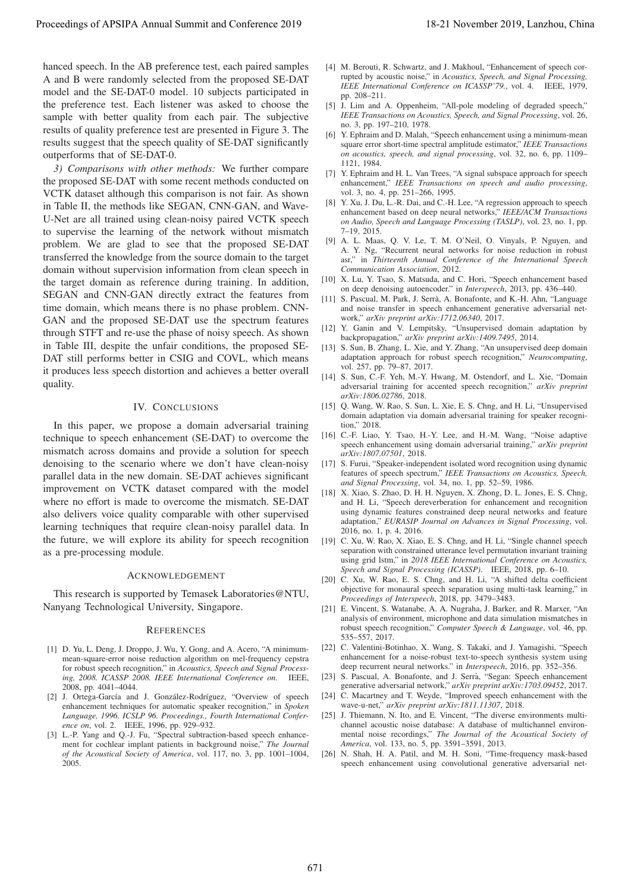hanced speech. In the AB preference test, each paired samples A and B were randomly selected from the proposed SE-DAT model and the SE-DAT-0 model. 10 subjects participated in the preference test. Each listener was asked to choose the sample with better quality from each pair. The subjective results of quality preference test are presented in Figure 3. The results suggest that the speech quality of SE-DAT significantly outperforms that of SE-DAT-0.

*3) Comparisons with other methods:* We further compare the proposed SE-DAT with some recent methods conducted on VCTK dataset although this comparison is not fair. As shown in Table II, the methods like SEGAN, CNN-GAN, and Wave-U-Net are all trained using clean-noisy paired VCTK speech to supervise the learning of the network without mismatch problem. We are glad to see that the proposed SE-DAT transferred the knowledge from the source domain to the target domain without supervision information from clean speech in the target domain as reference during training. In addition, SEGAN and CNN-GAN directly extract the features from time domain, which means there is no phase problem. CNN-GAN and the proposed SE-DAT use the spectrum features through STFT and re-use the phase of noisy speech. As shown in Table III, despite the unfair conditions, the proposed SE-DAT still performs better in CSIG and COVL, which means it produces less speech distortion and achieves a better overall quality.

## IV. Conclusions

In this paper, we propose a domain adversarial training technique to speech enhancement (SE-DAT) to overcome the mismatch across domains and provide a solution for speech denoising to the scenario where we don't have clean-noisy parallel data in the new domain. SE-DAT achieves significant improvement on VCTK dataset compared with the model where no effort is made to overcome the mismatch. SE-DAT also delivers voice quality comparable with other supervised learning techniques that require clean-noisy parallel data. In the future, we will explore its ability for speech recognition as a pre-processing module.

## Acknowledgement

This research is supported by Temasek Laboratories@NTU, Nanyang Technological University, Singapore.

## References

[1] D. Yu, L. Deng, J. Droppo, J. Wu, Y. Gong, and A. Acero, "A minimum-mean-square-error noise reduction algorithm on mel-frequency cepstra for robust speech recognition," in *Acoustics, Speech and Signal Processing, 2008. ICASSP 2008. IEEE International Conference on*. IEEE, 2008, pp. 4041–4044.

[2] J. Ortega-García and J. González-Rodríguez, "Overview of speech enhancement techniques for automatic speaker recognition," in *Spoken Language, 1996. ICSLP 96. Proceedings., Fourth International Conference on*, vol. 2. IEEE, 1996, pp. 929–932.

[3] L.-P. Yang and Q.-J. Fu, "Spectral subtraction-based speech enhancement for cochlear implant patients in background noise," *The Journal of the Acoustical Society of America*, vol. 117, no. 3, pp. 1001–1004, 2005.

[4] M. Berouti, R. Schwartz, and J. Makhoul, "Enhancement of speech corrupted by acoustic noise," in *Acoustics, Speech, and Signal Processing, IEEE International Conference on ICASSP'79.*, vol. 4. IEEE, 1979, pp. 208–211.

[5] J. Lim and A. Oppenheim, "All-pole modeling of degraded speech," *IEEE Transactions on Acoustics, Speech, and Signal Processing*, vol. 26, no. 3, pp. 197–210, 1978.

[6] Y. Ephraim and D. Malah, "Speech enhancement using a minimum-mean square error short-time spectral amplitude estimator," *IEEE Transactions on acoustics, speech, and signal processing*, vol. 32, no. 6, pp. 1109–1121, 1984.

[7] Y. Ephraim and H. L. Van Trees, "A signal subspace approach for speech enhancement," *IEEE Transactions on speech and audio processing*, vol. 3, no. 4, pp. 251–266, 1995.

[8] Y. Xu, J. Du, L.-R. Dai, and C.-H. Lee, "A regression approach to speech enhancement based on deep neural networks," *IEEE/ACM Transactions on Audio, Speech and Language Processing (TASLP)*, vol. 23, no. 1, pp. 7–19, 2015.

[9] A. L. Maas, Q. V. Le, T. M. O'Neil, O. Vinyals, P. Nguyen, and A. Y. Ng, "Recurrent neural networks for noise reduction in robust asr," in *Thirteenth Annual Conference of the International Speech Communication Association*, 2012.

[10] X. Lu, Y. Tsao, S. Matsuda, and C. Hori, "Speech enhancement based on deep denoising autoencoder." in *Interspeech*, 2013, pp. 436–440.

[11] S. Pascual, M. Park, J. Serrà, A. Bonafonte, and K.-H. Ahn, "Language and noise transfer in speech enhancement generative adversarial network," *arXiv preprint arXiv:1712.06340*, 2017.

[12] Y. Ganin and V. Lempitsky, "Unsupervised domain adaptation by backpropagation," *arXiv preprint arXiv:1409.7495*, 2014.

[13] S. Sun, B. Zhang, L. Xie, and Y. Zhang, "An unsupervised deep domain adaptation approach for robust speech recognition," *Neurocomputing*, vol. 257, pp. 79–87, 2017.

[14] S. Sun, C.-F. Yeh, M.-Y. Hwang, M. Ostendorf, and L. Xie, "Domain adversarial training for accented speech recognition," *arXiv preprint arXiv:1806.02786*, 2018.

[15] Q. Wang, W. Rao, S. Sun, L. Xie, E. S. Chng, and H. Li, "Unsupervised domain adaptation via domain adversarial training for speaker recognition," 2018.

[16] C.-F. Liao, Y. Tsao, H.-Y. Lee, and H.-M. Wang, "Noise adaptive speech enhancement using domain adversarial training," *arXiv preprint arXiv:1807.07501*, 2018.

[17] S. Furui, "Speaker-independent isolated word recognition using dynamic features of speech spectrum," *IEEE Transactions on Acoustics, Speech, and Signal Processing*, vol. 34, no. 1, pp. 52–59, 1986.

[18] X. Xiao, S. Zhao, D. H. H. Nguyen, X. Zhong, D. L. Jones, E. S. Chng, and H. Li, "Speech dereverberation for enhancement and recognition using dynamic features constrained deep neural networks and feature adaptation," *EURASIP Journal on Advances in Signal Processing*, vol. 2016, no. 1, p. 4, 2016.

[19] C. Xu, W. Rao, X. Xiao, E. S. Chng, and H. Li, "Single channel speech separation with constrained utterance level permutation invariant training using grid lstm," in *2018 IEEE International Conference on Acoustics, Speech and Signal Processing (ICASSP)*. IEEE, 2018, pp. 6–10.

[20] C. Xu, W. Rao, E. S. Chng, and H. Li, "A shifted delta coefficient objective for monaural speech separation using multi-task learning," in *Proceedings of Interspeech*, 2018, pp. 3479–3483.

[21] E. Vincent, S. Watanabe, A. A. Nugraha, J. Barker, and R. Marxer, "An analysis of environment, microphone and data simulation mismatches in robust speech recognition," *Computer Speech & Language*, vol. 46, pp. 535–557, 2017.

[22] C. Valentini-Botinhao, X. Wang, S. Takaki, and J. Yamagishi, "Speech enhancement for a noise-robust text-to-speech synthesis system using deep recurrent neural networks." in *Interspeech*, 2016, pp. 352–356.

[23] S. Pascual, A. Bonafonte, and J. Serrà, "Segan: Speech enhancement generative adversarial network," *arXiv preprint arXiv:1703.09452*, 2017.

[24] C. Macartney and T. Weyde, "Improved speech enhancement with the wave-u-net," *arXiv preprint arXiv:1811.11307*, 2018.

[25] J. Thiemann, N. Ito, and E. Vincent, "The diverse environments multi-channel acoustic noise database: A database of multichannel environmental noise recordings," *The Journal of the Acoustical Society of America*, vol. 133, no. 5, pp. 3591–3591, 2013.

[26] N. Shah, H. A. Patil, and M. H. Soni, "Time-frequency mask-based speech enhancement using convolutional generative adversarial net-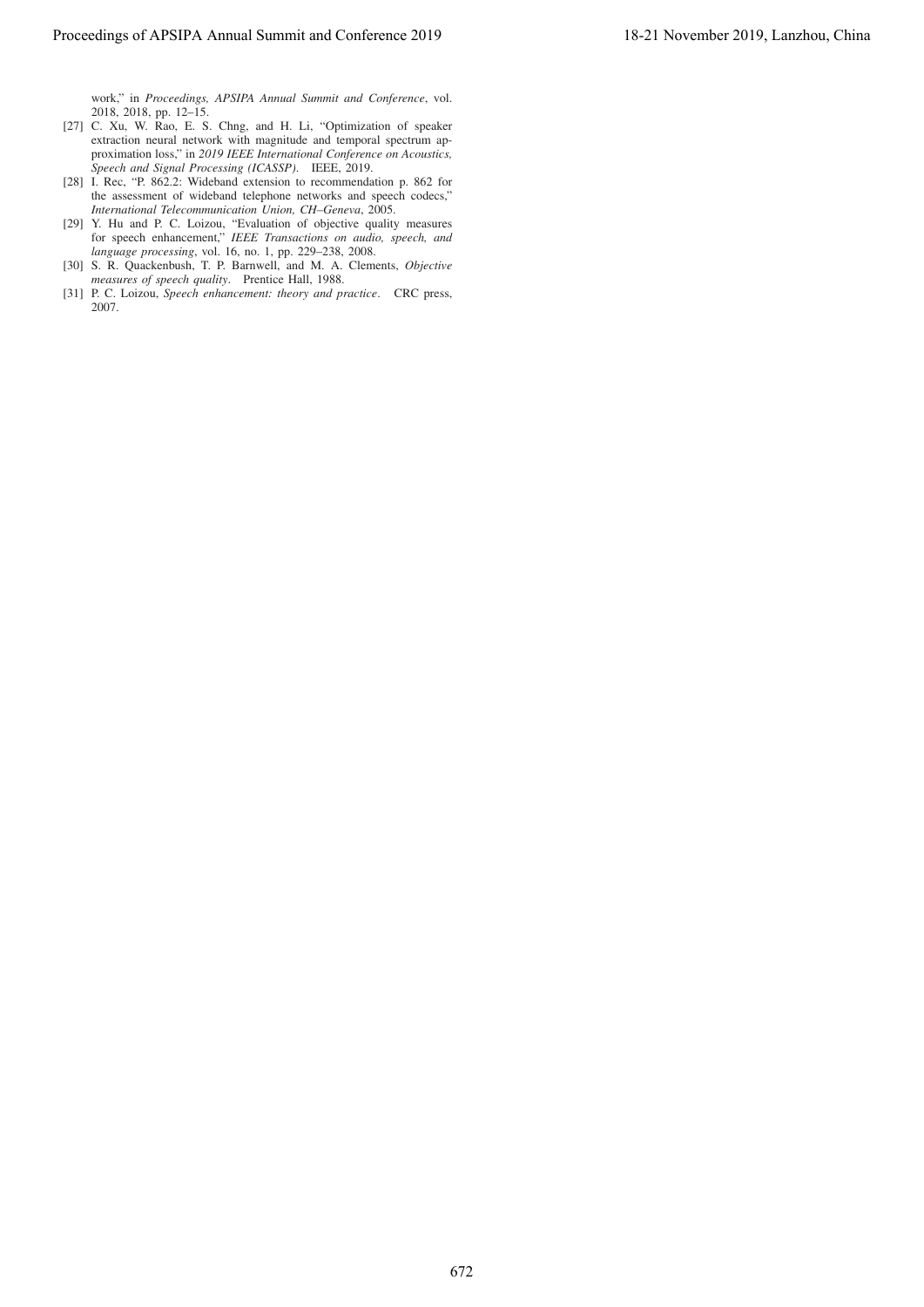work," in *Proceedings, APSIPA Annual Summit and Conference*, vol. 2018, 2018, pp. 12–15.

[27] C. Xu, W. Rao, E. S. Chng, and H. Li, "Optimization of speaker extraction neural network with magnitude and temporal spectrum approximation loss," in *2019 IEEE International Conference on Acoustics, Speech and Signal Processing (ICASSP)*. IEEE, 2019.

[28] I. Rec, "P. 862.2: Wideband extension to recommendation p. 862 for the assessment of wideband telephone networks and speech codecs," *International Telecommunication Union, CH–Geneva*, 2005.

[29] Y. Hu and P. C. Loizou, "Evaluation of objective quality measures for speech enhancement," *IEEE Transactions on audio, speech, and language processing*, vol. 16, no. 1, pp. 229–238, 2008.

[30] S. R. Quackenbush, T. P. Barnwell, and M. A. Clements, *Objective measures of speech quality*. Prentice Hall, 1988.

[31] P. C. Loizou, *Speech enhancement: theory and practice*. CRC press, 2007.